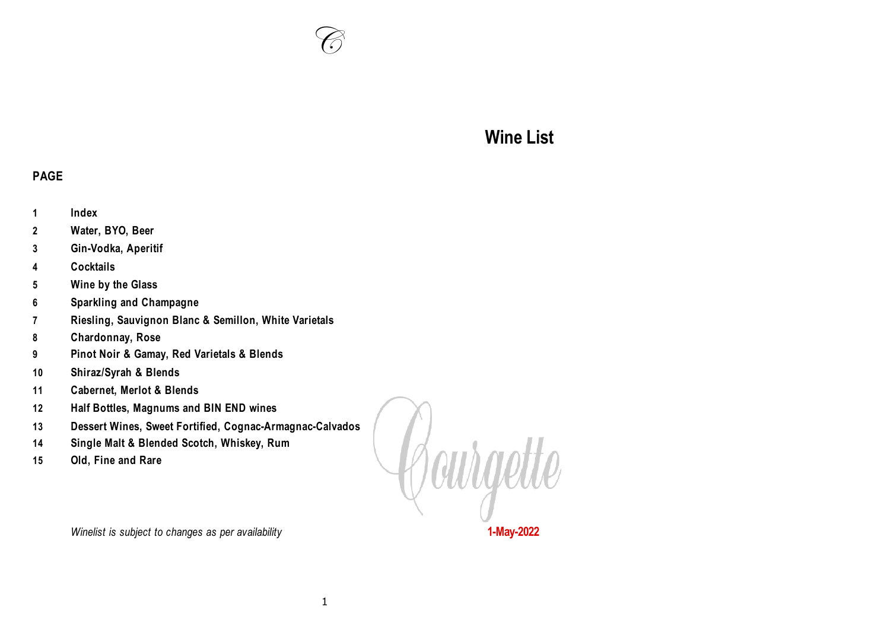# Wine List

**PAGE**

| | |
|---|---|
| **1** | **Index** |
| **2** | **Water, BYO, Beer** |
| **3** | **Gin-Vodka, Aperitif** |
| **4** | **Cocktails** |
| **5** | **Wine by the Glass** |
| **6** | **Sparkling and Champagne** |
| **7** | **Riesling, Sauvignon Blanc & Semillon, White Varietals** |
| **8** | **Chardonnay, Rose** |
| **9** | **Pinot Noir & Gamay, Red Varietals & Blends** |
| **10** | **Shiraz/Syrah & Blends** |
| **11** | **Cabernet, Merlot & Blends** |
| **12** | **Half Bottles, Magnums and BIN END wines** |
| **13** | **Dessert Wines, Sweet Fortified, Cognac-Armagnac-Calvados** |
| **14** | **Single Malt & Blended Scotch, Whiskey, Rum** |
| **15** | **Old, Fine and Rare** |

Courgette

*Winelist is subject to changes as per availability*

**1-May-2022**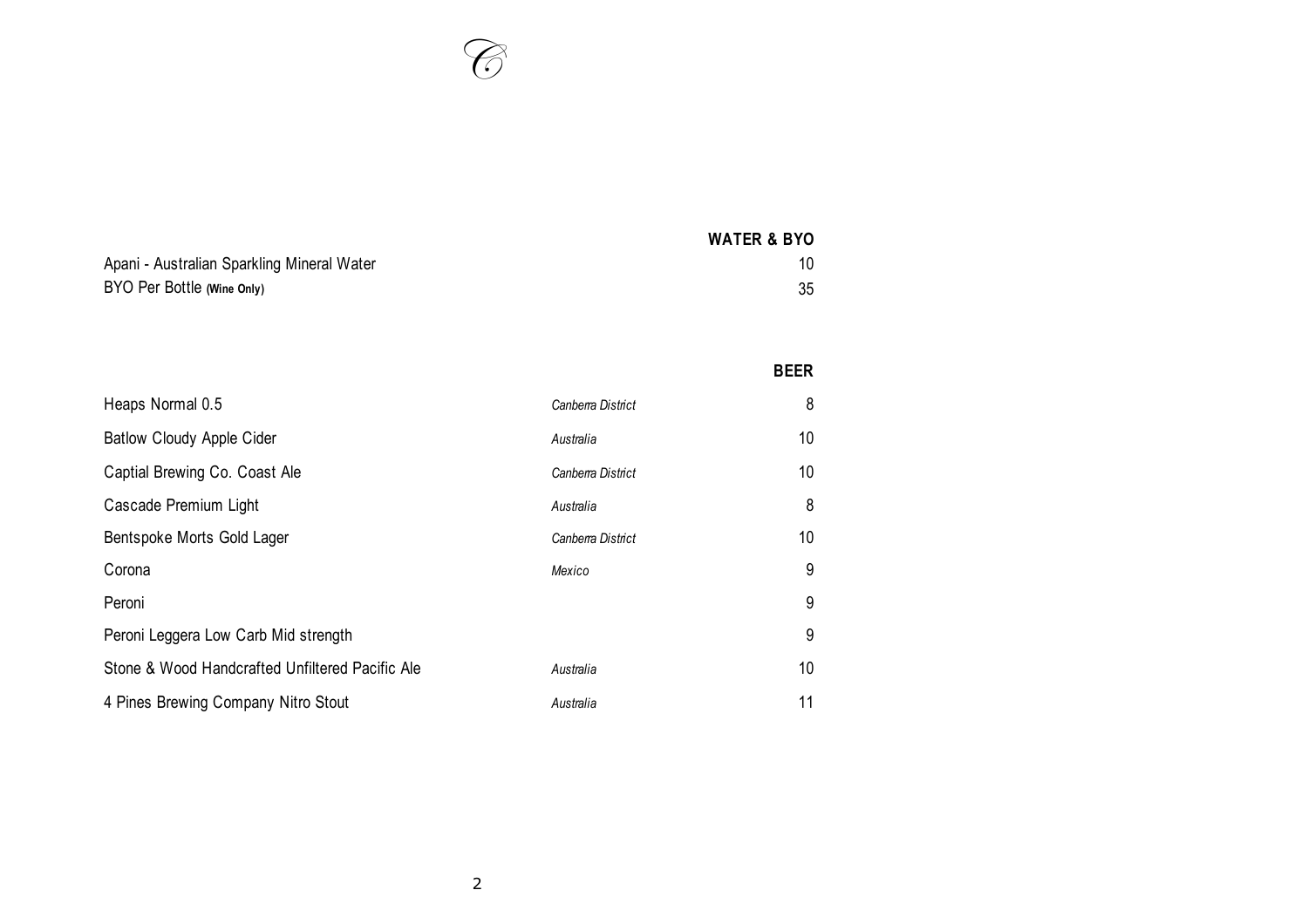## WATER & BYO

| Item | Price |
|---|---|
| Apani - Australian Sparkling Mineral Water | 10 |
| BYO Per Bottle **(Wine Only)** | 35 |

## BEER

| Item | Origin | Price |
|---|---|---|
| Heaps Normal 0.5 | *Canberra District* | 8 |
| Batlow Cloudy Apple Cider | *Australia* | 10 |
| Captial Brewing Co. Coast Ale | *Canberra District* | 10 |
| Cascade Premium Light | *Australia* | 8 |
| Bentspoke Morts Gold Lager | *Canberra District* | 10 |
| Corona | *Mexico* | 9 |
| Peroni | | 9 |
| Peroni Leggera Low Carb Mid strength | | 9 |
| Stone & Wood Handcrafted Unfiltered Pacific Ale | *Australia* | 10 |
| 4 Pines Brewing Company Nitro Stout | *Australia* | 11 |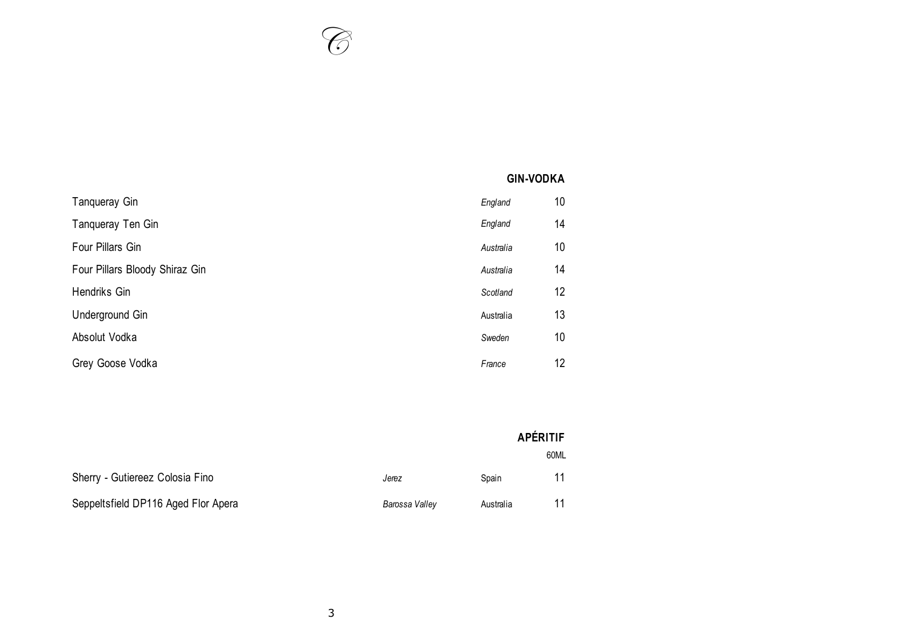## GIN-VODKA

| | | |
|---|---|---|
| Tanqueray Gin | *England* | 10 |
| Tanqueray Ten Gin | *England* | 14 |
| Four Pillars Gin | *Australia* | 10 |
| Four Pillars Bloody Shiraz Gin | *Australia* | 14 |
| Hendriks Gin | *Scotland* | 12 |
| Underground Gin | Australia | 13 |
| Absolut Vodka | *Sweden* | 10 |
| Grey Goose Vodka | *France* | 12 |

## APÉRITIF

60ML

| | | | |
|---|---|---|---|
| Sherry - Gutiereez Colosia Fino | *Jerez* | Spain | 11 |
| Seppeltsfield DP116 Aged Flor Apera | *Barossa Valley* | Australia | 11 |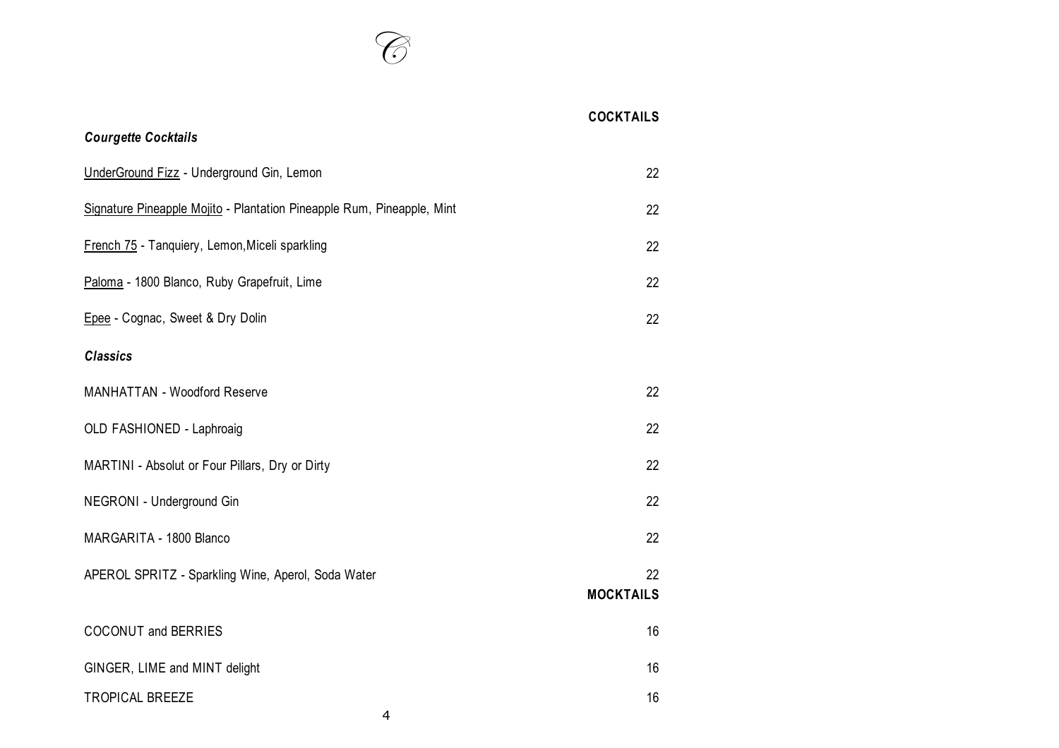## COCKTAILS

### *Courgette Cocktails*

| Item | Price |
|---|---|
| UnderGround Fizz - Underground Gin, Lemon | 22 |
| Signature Pineapple Mojito - Plantation Pineapple Rum, Pineapple, Mint | 22 |
| French 75 - Tanquiery, Lemon,Miceli sparkling | 22 |
| Paloma - 1800 Blanco, Ruby Grapefruit, Lime | 22 |
| Epee - Cognac, Sweet & Dry Dolin | 22 |

### *Classics*

| Item | Price |
|---|---|
| MANHATTAN - Woodford Reserve | 22 |
| OLD FASHIONED - Laphroaig | 22 |
| MARTINI - Absolut or Four Pillars, Dry or Dirty | 22 |
| NEGRONI - Underground Gin | 22 |
| MARGARITA - 1800 Blanco | 22 |
| APEROL SPRITZ - Sparkling Wine, Aperol, Soda Water | 22 |

## MOCKTAILS

| Item | Price |
|---|---|
| COCONUT and BERRIES | 16 |
| GINGER, LIME and MINT delight | 16 |
| TROPICAL BREEZE | 16 |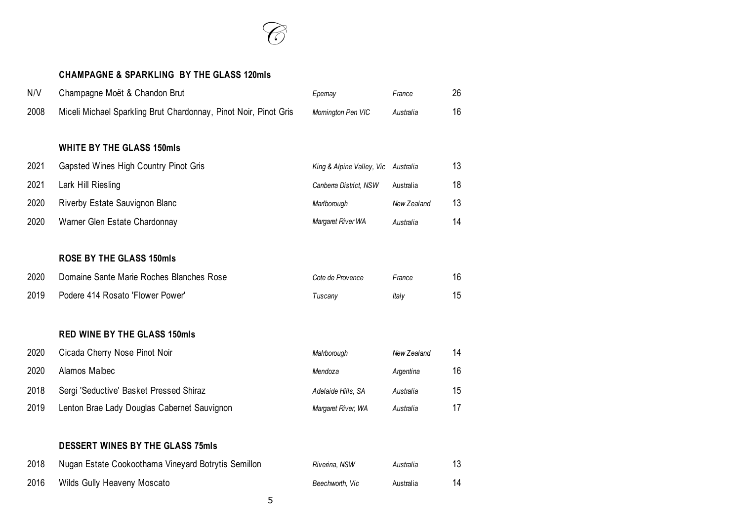## CHAMPAGNE & SPARKLING BY THE GLASS 120mls

| | | | | |
|---|---|---|---|---|
| N/V | Champagne Moët & Chandon Brut | *Epernay* | *France* | 26 |
| 2008 | Miceli Michael Sparkling Brut Chardonnay, Pinot Noir, Pinot Gris | *Mornington Pen VIC* | *Australia* | 16 |

## WHITE BY THE GLASS 150mls

| | | | | |
|---|---|---|---|---|
| 2021 | Gapsted Wines High Country Pinot Gris | *King & Alpine Valley, Vic* | *Australia* | 13 |
| 2021 | Lark Hill Riesling | *Canberra District, NSW* | Australia | 18 |
| 2020 | Riverby Estate Sauvignon Blanc | *Marlborough* | *New Zealand* | 13 |
| 2020 | Warner Glen Estate Chardonnay | *Margaret River WA* | *Australia* | 14 |

## ROSE BY THE GLASS 150mls

| | | | | |
|---|---|---|---|---|
| 2020 | Domaine Sante Marie Roches Blanches Rose | *Cote de Provence* | *France* | 16 |
| 2019 | Podere 414 Rosato 'Flower Power' | *Tuscany* | *Italy* | 15 |

## RED WINE BY THE GLASS 150mls

| | | | | |
|---|---|---|---|---|
| 2020 | Cicada Cherry Nose Pinot Noir | *Malrborough* | *New Zealand* | 14 |
| 2020 | Alamos Malbec | *Mendoza* | *Argentina* | 16 |
| 2018 | Sergi 'Seductive' Basket Pressed Shiraz | *Adelaide Hills, SA* | *Australia* | 15 |
| 2019 | Lenton Brae Lady Douglas Cabernet Sauvignon | *Margaret River, WA* | *Australia* | 17 |

## DESSERT WINES BY THE GLASS 75mls

| | | | | |
|---|---|---|---|---|
| 2018 | Nugan Estate Cookoothama Vineyard Botrytis Semillon | *Riverina, NSW* | *Australia* | 13 |
| 2016 | Wilds Gully Heaveny Moscato | *Beechworth, Vic* | Australia | 14 |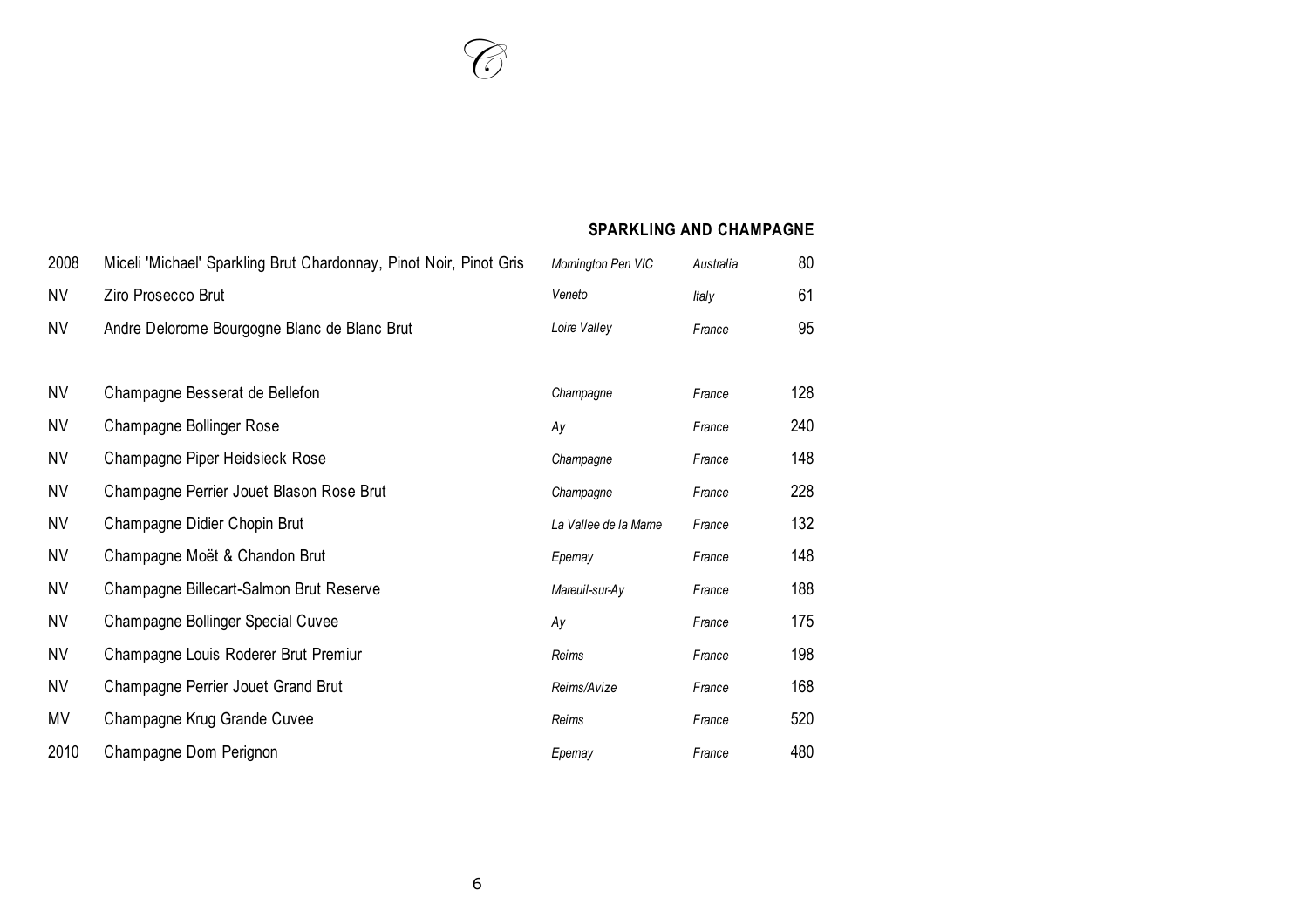## SPARKLING AND CHAMPAGNE

| | | | | |
|---|---|---|---|---|
| 2008 | Miceli 'Michael' Sparkling Brut Chardonnay, Pinot Noir, Pinot Gris | *Momington Pen VIC* | *Australia* | 80 |
| NV | Ziro Prosecco Brut | *Veneto* | *Italy* | 61 |
| NV | Andre Delorome Bourgogne Blanc de Blanc Brut | *Loire Valley* | *France* | 95 |
| | | | | |
| NV | Champagne Besserat de Bellefon | *Champagne* | *France* | 128 |
| NV | Champagne Bollinger Rose | *Ay* | *France* | 240 |
| NV | Champagne Piper Heidsieck Rose | *Champagne* | *France* | 148 |
| NV | Champagne Perrier Jouet Blason Rose Brut | *Champagne* | *France* | 228 |
| NV | Champagne Didier Chopin Brut | *La Vallee de la Mame* | *France* | 132 |
| NV | Champagne Moët & Chandon Brut | *Epemay* | *France* | 148 |
| NV | Champagne Billecart-Salmon Brut Reserve | *Mareuil-sur-Ay* | *France* | 188 |
| NV | Champagne Bollinger Special Cuvee | *Ay* | *France* | 175 |
| NV | Champagne Louis Roderer Brut Premiur | *Reims* | *France* | 198 |
| NV | Champagne Perrier Jouet Grand Brut | *Reims/Avize* | *France* | 168 |
| MV | Champagne Krug Grande Cuvee | *Reims* | *France* | 520 |
| 2010 | Champagne Dom Perignon | *Epemay* | *France* | 480 |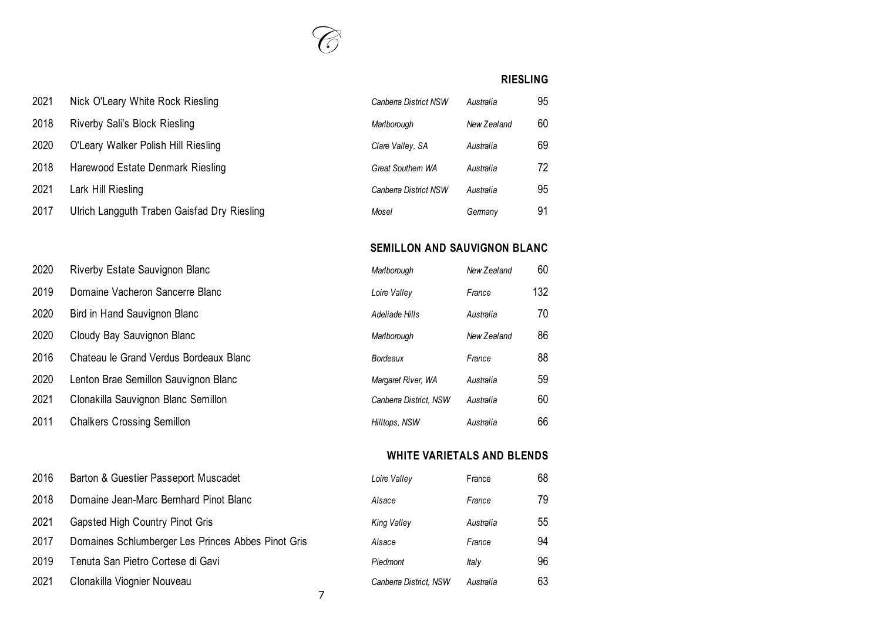## RIESLING

| Year | Wine | Region | Country | Price |
|---|---|---|---|---|
| 2021 | Nick O'Leary White Rock Riesling | *Canberra District NSW* | *Australia* | 95 |
| 2018 | Riverby Sali's Block Riesling | *Marlborough* | *New Zealand* | 60 |
| 2020 | O'Leary Walker Polish Hill Riesling | *Clare Valley, SA* | *Australia* | 69 |
| 2018 | Harewood Estate Denmark Riesling | *Great Southern WA* | *Australia* | 72 |
| 2021 | Lark Hill Riesling | *Canberra District NSW* | *Australia* | 95 |
| 2017 | Ulrich Langguth Traben Gaisfad Dry Riesling | *Mosel* | *Germany* | 91 |

## SEMILLON AND SAUVIGNON BLANC

| Year | Wine | Region | Country | Price |
|---|---|---|---|---|
| 2020 | Riverby Estate Sauvignon Blanc | *Marlborough* | *New Zealand* | 60 |
| 2019 | Domaine Vacheron Sancerre Blanc | *Loire Valley* | *France* | 132 |
| 2020 | Bird in Hand Sauvignon Blanc | *Adeliade Hills* | *Australia* | 70 |
| 2020 | Cloudy Bay Sauvignon Blanc | *Marlborough* | *New Zealand* | 86 |
| 2016 | Chateau le Grand Verdus Bordeaux Blanc | *Bordeaux* | *France* | 88 |
| 2020 | Lenton Brae Semillon Sauvignon Blanc | *Margaret River, WA* | *Australia* | 59 |
| 2021 | Clonakilla Sauvignon Blanc Semillon | *Canberra District, NSW* | *Australia* | 60 |
| 2011 | Chalkers Crossing Semillon | *Hilltops, NSW* | *Australia* | 66 |

## WHITE VARIETALS AND BLENDS

| Year | Wine | Region | Country | Price |
|---|---|---|---|---|
| 2016 | Barton & Guestier Passeport Muscadet | *Loire Valley* | France | 68 |
| 2018 | Domaine Jean-Marc Bernhard Pinot Blanc | *Alsace* | *France* | 79 |
| 2021 | Gapsted High Country Pinot Gris | *King Valley* | *Australia* | 55 |
| 2017 | Domaines Schlumberger Les Princes Abbes Pinot Gris | *Alsace* | *France* | 94 |
| 2019 | Tenuta San Pietro Cortese di Gavi | *Piedmont* | *Italy* | 96 |
| 2021 | Clonakilla Viognier Nouveau | *Canberra District, NSW* | *Australia* | 63 |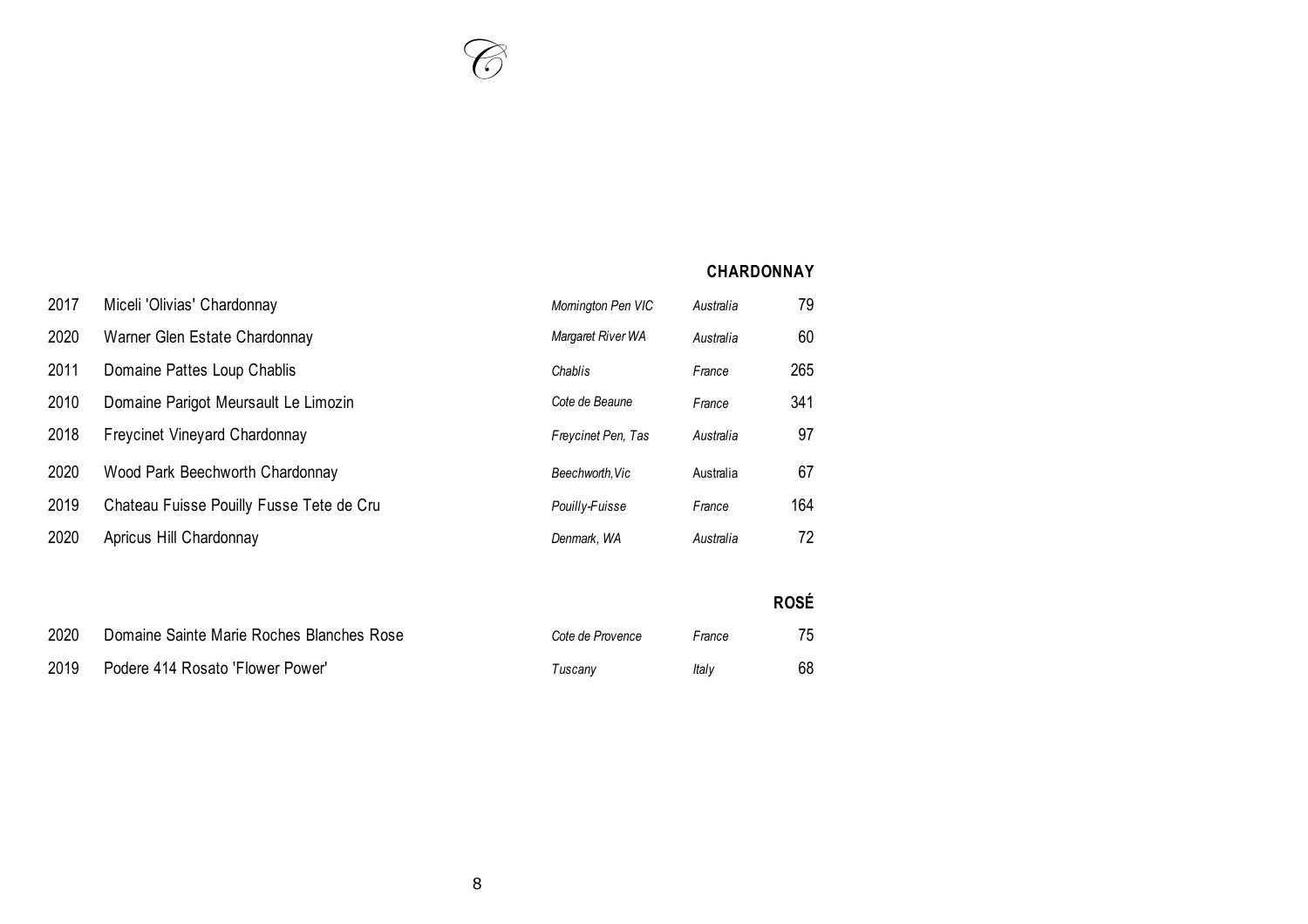## CHARDONNAY

| | | | | |
|---|---|---|---|---|
| 2017 | Miceli 'Olivias' Chardonnay | *Mornington Pen VIC* | *Australia* | 79 |
| 2020 | Warner Glen Estate Chardonnay | *Margaret River WA* | *Australia* | 60 |
| 2011 | Domaine Pattes Loup Chablis | *Chablis* | *France* | 265 |
| 2010 | Domaine Parigot Meursault Le Limozin | *Cote de Beaune* | *France* | 341 |
| 2018 | Freycinet Vineyard Chardonnay | *Freycinet Pen, Tas* | *Australia* | 97 |
| 2020 | Wood Park Beechworth Chardonnay | *Beechworth,Vic* | Australia | 67 |
| 2019 | Chateau Fuisse Pouilly Fusse Tete de Cru | *Pouilly-Fuisse* | *France* | 164 |
| 2020 | Apricus Hill Chardonnay | *Denmark, WA* | *Australia* | 72 |

## ROSÉ

| | | | | |
|---|---|---|---|---|
| 2020 | Domaine Sainte Marie Roches Blanches Rose | *Cote de Provence* | *France* | 75 |
| 2019 | Podere 414 Rosato 'Flower Power' | *Tuscany* | *Italy* | 68 |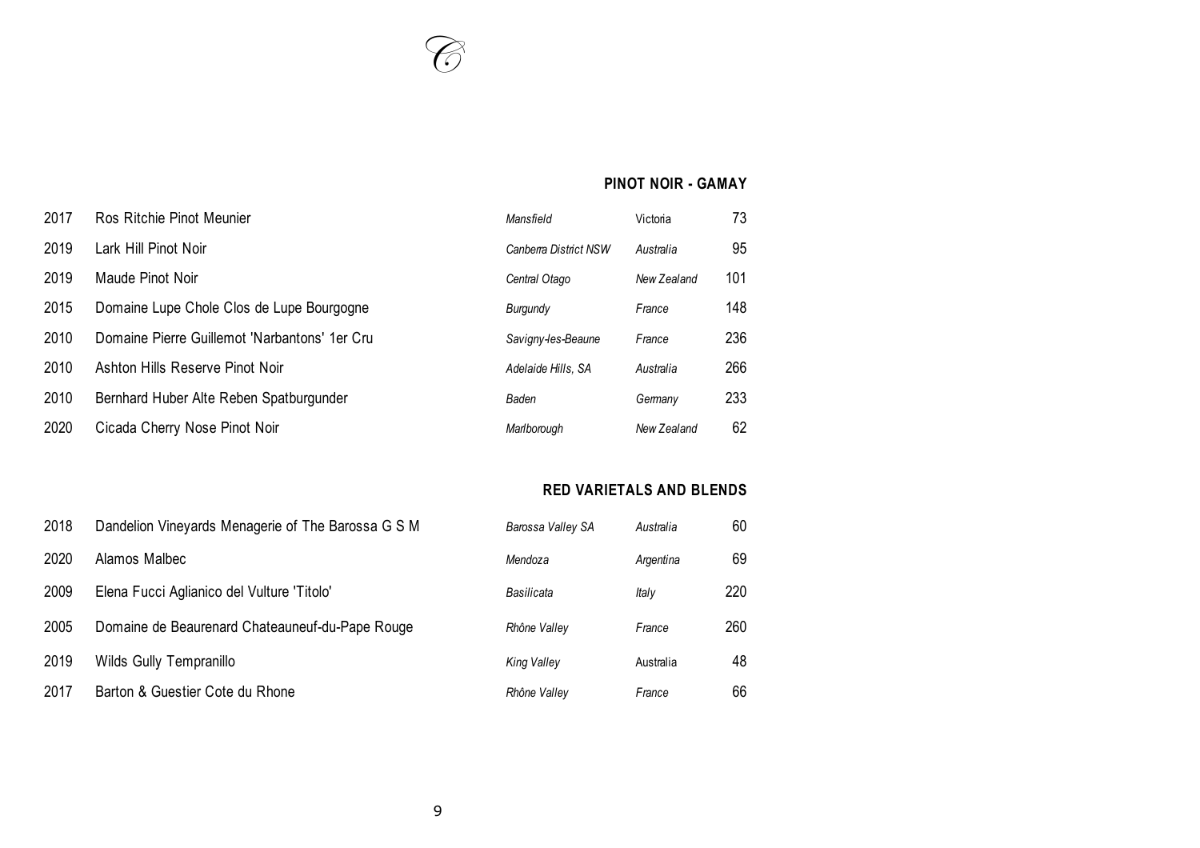## PINOT NOIR - GAMAY

| | | | | |
|---|---|---|---|---|
| 2017 | Ros Ritchie Pinot Meunier | *Mansfield* | Victoria | 73 |
| 2019 | Lark Hill Pinot Noir | *Canberra District NSW* | *Australia* | 95 |
| 2019 | Maude Pinot Noir | *Central Otago* | *New Zealand* | 101 |
| 2015 | Domaine Lupe Chole Clos de Lupe Bourgogne | *Burgundy* | *France* | 148 |
| 2010 | Domaine Pierre Guillemot 'Narbantons' 1er Cru | *Savigny-les-Beaune* | *France* | 236 |
| 2010 | Ashton Hills Reserve Pinot Noir | *Adelaide Hills, SA* | *Australia* | 266 |
| 2010 | Bernhard Huber Alte Reben Spatburgunder | *Baden* | *Germany* | 233 |
| 2020 | Cicada Cherry Nose Pinot Noir | *Marlborough* | *New Zealand* | 62 |

## RED VARIETALS AND BLENDS

| | | | | |
|---|---|---|---|---|
| 2018 | Dandelion Vineyards Menagerie of The Barossa G S M | *Barossa Valley SA* | *Australia* | 60 |
| 2020 | Alamos Malbec | *Mendoza* | *Argentina* | 69 |
| 2009 | Elena Fucci Aglianico del Vulture 'Titolo' | *Basilicata* | *Italy* | 220 |
| 2005 | Domaine de Beaurenard Chateauneuf-du-Pape Rouge | *Rhône Valley* | *France* | 260 |
| 2019 | Wilds Gully Tempranillo | *King Valley* | Australia | 48 |
| 2017 | Barton & Guestier Cote du Rhone | *Rhône Valley* | *France* | 66 |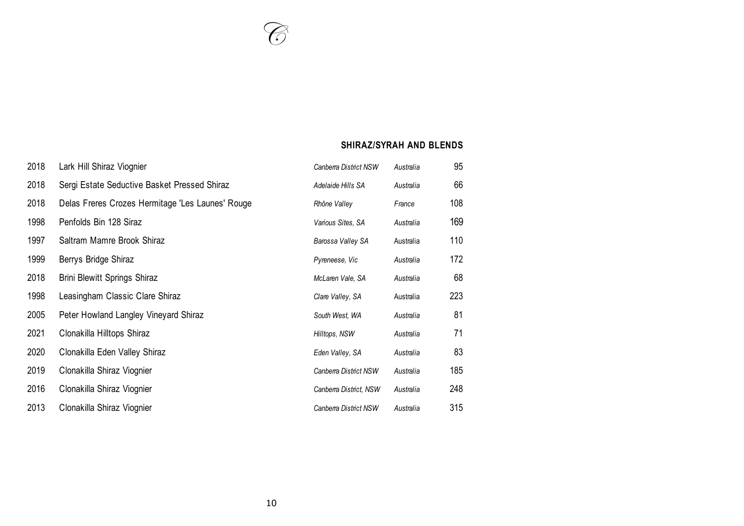## SHIRAZ/SYRAH AND BLENDS

| | | | | |
|---|---|---|---|---|
| 2018 | Lark Hill Shiraz Viognier | *Canberra District NSW* | *Australia* | 95 |
| 2018 | Sergi Estate Seductive Basket Pressed Shiraz | *Adelaide Hills SA* | *Australia* | 66 |
| 2018 | Delas Freres Crozes Hermitage 'Les Launes' Rouge | *Rhône Valley* | *France* | 108 |
| 1998 | Penfolds Bin 128 Siraz | *Various Sites, SA* | *Australia* | 169 |
| 1997 | Saltram Mamre Brook Shiraz | *Barossa Valley SA* | Australia | 110 |
| 1999 | Berrys Bridge Shiraz | *Pyreneese, Vic* | *Australia* | 172 |
| 2018 | Brini Blewitt Springs Shiraz | *McLaren Vale, SA* | *Australia* | 68 |
| 1998 | Leasingham Classic Clare Shiraz | *Clare Valley, SA* | Australia | 223 |
| 2005 | Peter Howland Langley Vineyard Shiraz | *South West, WA* | *Australia* | 81 |
| 2021 | Clonakilla Hilltops Shiraz | *Hilltops, NSW* | *Australia* | 71 |
| 2020 | Clonakilla Eden Valley Shiraz | *Eden Valley, SA* | *Australia* | 83 |
| 2019 | Clonakilla Shiraz Viognier | *Canberra District NSW* | *Australia* | 185 |
| 2016 | Clonakilla Shiraz Viognier | *Canberra District, NSW* | *Australia* | 248 |
| 2013 | Clonakilla Shiraz Viognier | *Canberra District NSW* | *Australia* | 315 |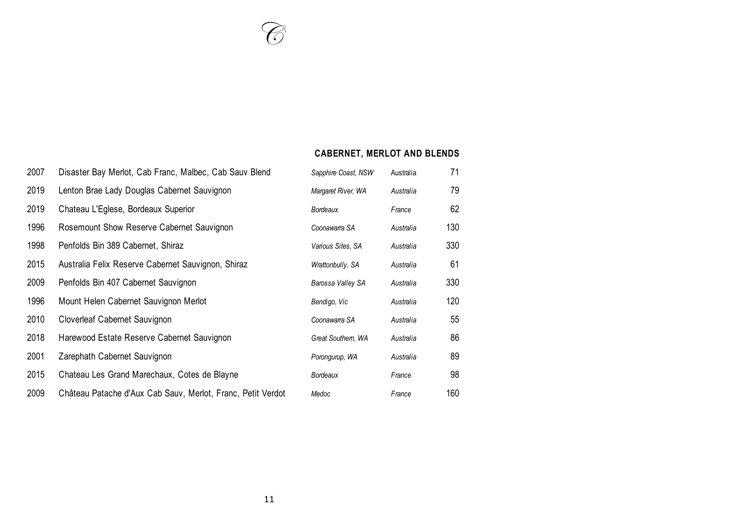## CABERNET, MERLOT AND BLENDS

| | | | | |
|---|---|---|---|---|
| 2007 | Disaster Bay Merlot, Cab Franc, Malbec, Cab Sauv Blend | *Sapphire Coast, NSW* | Australia | 71 |
| 2019 | Lenton Brae Lady Douglas Cabernet Sauvignon | *Margaret River, WA* | *Australia* | 79 |
| 2019 | Chateau L'Eglese, Bordeaux Superior | *Bordeaux* | *France* | 62 |
| 1996 | Rosemount Show Reserve Cabernet Sauvignon | *Coonawarra SA* | *Australia* | 130 |
| 1998 | Penfolds Bin 389 Cabernet, Shiraz | *Various Sites, SA* | *Australia* | 330 |
| 2015 | Australia Felix Reserve Cabernet Sauvignon, Shiraz | *Wrattonbully, SA* | *Australia* | 61 |
| 2009 | Penfolds Bin 407 Cabernet Sauvignon | *Barossa Valley SA* | *Australia* | 330 |
| 1996 | Mount Helen Cabernet Sauvignon Merlot | *Bendigo, Vic* | *Australia* | 120 |
| 2010 | Cloverleaf Cabernet Sauvignon | *Coonawarra SA* | *Australia* | 55 |
| 2018 | Harewood Estate Reserve Cabernet Sauvignon | *Great Southern, WA* | *Australia* | 86 |
| 2001 | Zarephath Cabernet Sauvignon | *Porongurup, WA* | *Australia* | 89 |
| 2015 | Chateau Les Grand Marechaux, Cotes de Blayne | *Bordeaux* | *France* | 98 |
| 2009 | Château Patache d'Aux Cab Sauv, Merlot, Franc, Petit Verdot | *Medoc* | *France* | 160 |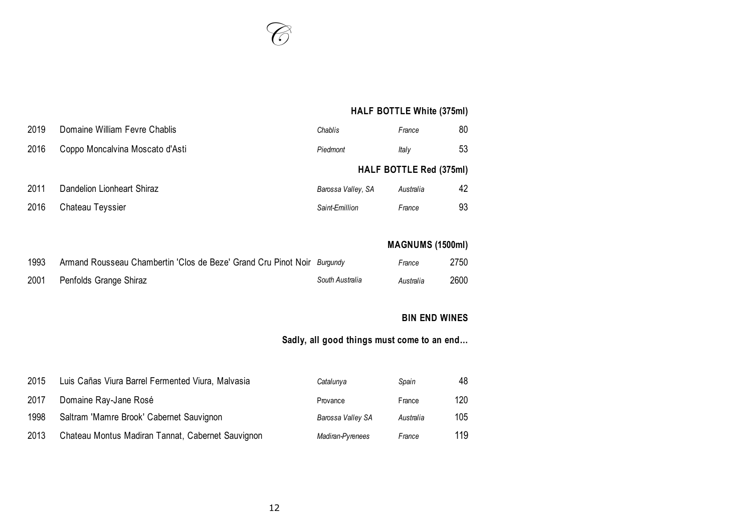## HALF BOTTLE White (375ml)

| Vintage | Wine | Region | Country | Price |
|---|---|---|---|---|
| 2019 | Domaine William Fevre Chablis | *Chablis* | *France* | 80 |
| 2016 | Coppo Moncalvina Moscato d'Asti | *Piedmont* | *Italy* | 53 |

## HALF BOTTLE Red (375ml)

| Vintage | Wine | Region | Country | Price |
|---|---|---|---|---|
| 2011 | Dandelion Lionheart Shiraz | *Barossa Valley, SA* | *Australia* | 42 |
| 2016 | Chateau Teyssier | *Saint-Emillion* | *France* | 93 |

## MAGNUMS (1500ml)

| Vintage | Wine | Region | Country | Price |
|---|---|---|---|---|
| 1993 | Armand Rousseau Chambertin 'Clos de Beze' Grand Cru Pinot Noir | *Burgundy* | *France* | 2750 |
| 2001 | Penfolds Grange Shiraz | *South Australia* | *Australia* | 2600 |

## BIN END WINES

**Sadly, all good things must come to an end…**

| Vintage | Wine | Region | Country | Price |
|---|---|---|---|---|
| 2015 | Luis Cañas Viura Barrel Fermented Viura, Malvasia | *Catalunya* | *Spain* | 48 |
| 2017 | Domaine Ray-Jane Rosé | Provance | France | 120 |
| 1998 | Saltram 'Mamre Brook' Cabernet Sauvignon | *Barossa Valley SA* | *Australia* | 105 |
| 2013 | Chateau Montus Madiran Tannat, Cabernet Sauvignon | *Madiran-Pyrenees* | *France* | 119 |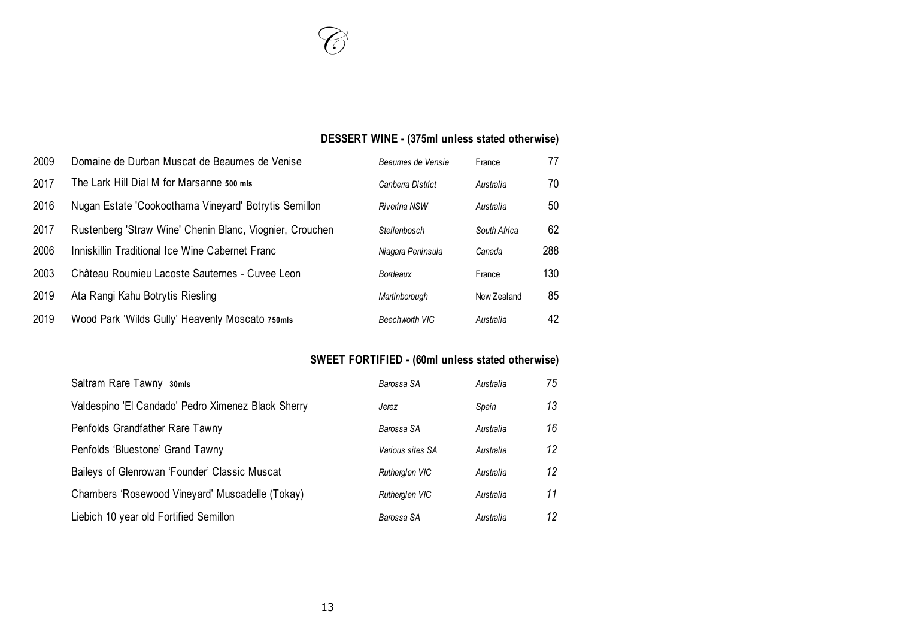## DESSERT WINE - (375ml unless stated otherwise)

| Vintage | Wine | Region | Country | Price |
|---|---|---|---|---|
| 2009 | Domaine de Durban Muscat de Beaumes de Venise | *Beaumes de Vensie* | France | 77 |
| 2017 | The Lark Hill Dial M for Marsanne **500 mls** | *Canberra District* | *Australia* | 70 |
| 2016 | Nugan Estate 'Cookoothama Vineyard' Botrytis Semillon | *Riverina NSW* | *Australia* | 50 |
| 2017 | Rustenberg 'Straw Wine' Chenin Blanc, Viognier, Crouchen | *Stellenbosch* | *South Africa* | 62 |
| 2006 | Inniskillin Traditional Ice Wine Cabernet Franc | *Niagara Peninsula* | *Canada* | 288 |
| 2003 | Château Roumieu Lacoste Sauternes - Cuvee Leon | *Bordeaux* | France | 130 |
| 2019 | Ata Rangi Kahu Botrytis Riesling | *Martinborough* | New Zealand | 85 |
| 2019 | Wood Park 'Wilds Gully' Heavenly Moscato **750mls** | *Beechworth VIC* | *Australia* | 42 |

## SWEET FORTIFIED - (60ml unless stated otherwise)

| Wine | Region | Country | Price |
|---|---|---|---|
| Saltram Rare Tawny **30mls** | *Barossa SA* | *Australia* | *75* |
| Valdespino 'El Candado' Pedro Ximenez Black Sherry | *Jerez* | *Spain* | *13* |
| Penfolds Grandfather Rare Tawny | *Barossa SA* | *Australia* | *16* |
| Penfolds 'Bluestone' Grand Tawny | *Various sites SA* | *Australia* | *12* |
| Baileys of Glenrowan 'Founder' Classic Muscat | *Rutherglen VIC* | *Australia* | *12* |
| Chambers 'Rosewood Vineyard' Muscadelle (Tokay) | *Rutherglen VIC* | *Australia* | *11* |
| Liebich 10 year old Fortified Semillon | *Barossa SA* | *Australia* | *12* |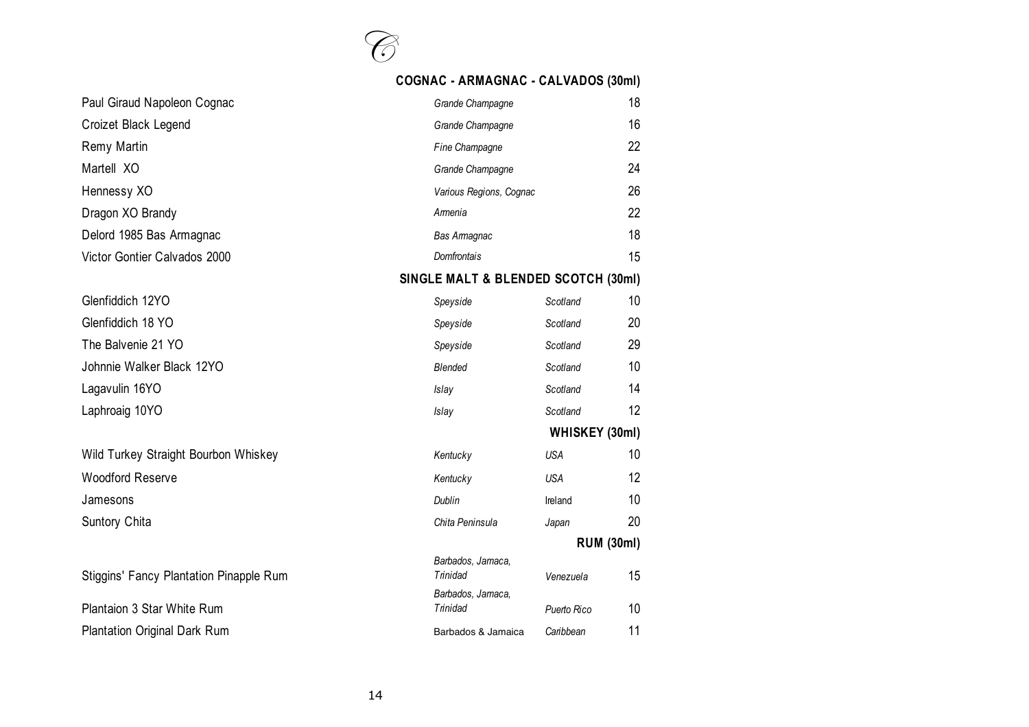## COGNAC - ARMAGNAC - CALVADOS (30ml)

| | | | |
|---|---|---|---|
| Paul Giraud Napoleon Cognac | *Grande Champagne* | | 18 |
| Croizet Black Legend | *Grande Champagne* | | 16 |
| Remy Martin | *Fine Champagne* | | 22 |
| Martell XO | *Grande Champagne* | | 24 |
| Hennessy XO | *Various Regions, Cognac* | | 26 |
| Dragon XO Brandy | *Armenia* | | 22 |
| Delord 1985 Bas Armagnac | *Bas Armagnac* | | 18 |
| Victor Gontier Calvados 2000 | *Domfrontais* | | 15 |

## SINGLE MALT & BLENDED SCOTCH (30ml)

| | | | |
|---|---|---|---|
| Glenfiddich 12YO | *Speyside* | *Scotland* | 10 |
| Glenfiddich 18 YO | *Speyside* | *Scotland* | 20 |
| The Balvenie 21 YO | *Speyside* | *Scotland* | 29 |
| Johnnie Walker Black 12YO | *Blended* | *Scotland* | 10 |
| Lagavulin 16YO | *Islay* | *Scotland* | 14 |
| Laphroaig 10YO | *Islay* | *Scotland* | 12 |

## WHISKEY (30ml)

| | | | |
|---|---|---|---|
| Wild Turkey Straight Bourbon Whiskey | *Kentucky* | *USA* | 10 |
| Woodford Reserve | *Kentucky* | *USA* | 12 |
| Jamesons | *Dublin* | Ireland | 10 |
| Suntory Chita | *Chita Peninsula* | *Japan* | 20 |

## RUM (30ml)

| | | | |
|---|---|---|---|
| Stiggins' Fancy Plantation Pinapple Rum | *Barbados, Jamaca, Trinidad* | *Venezuela* | 15 |
| Plantaion 3 Star White Rum | *Barbados, Jamaca, Trinidad* | *Puerto Rico* | 10 |
| Plantation Original Dark Rum | Barbados & Jamaica | *Caribbean* | 11 |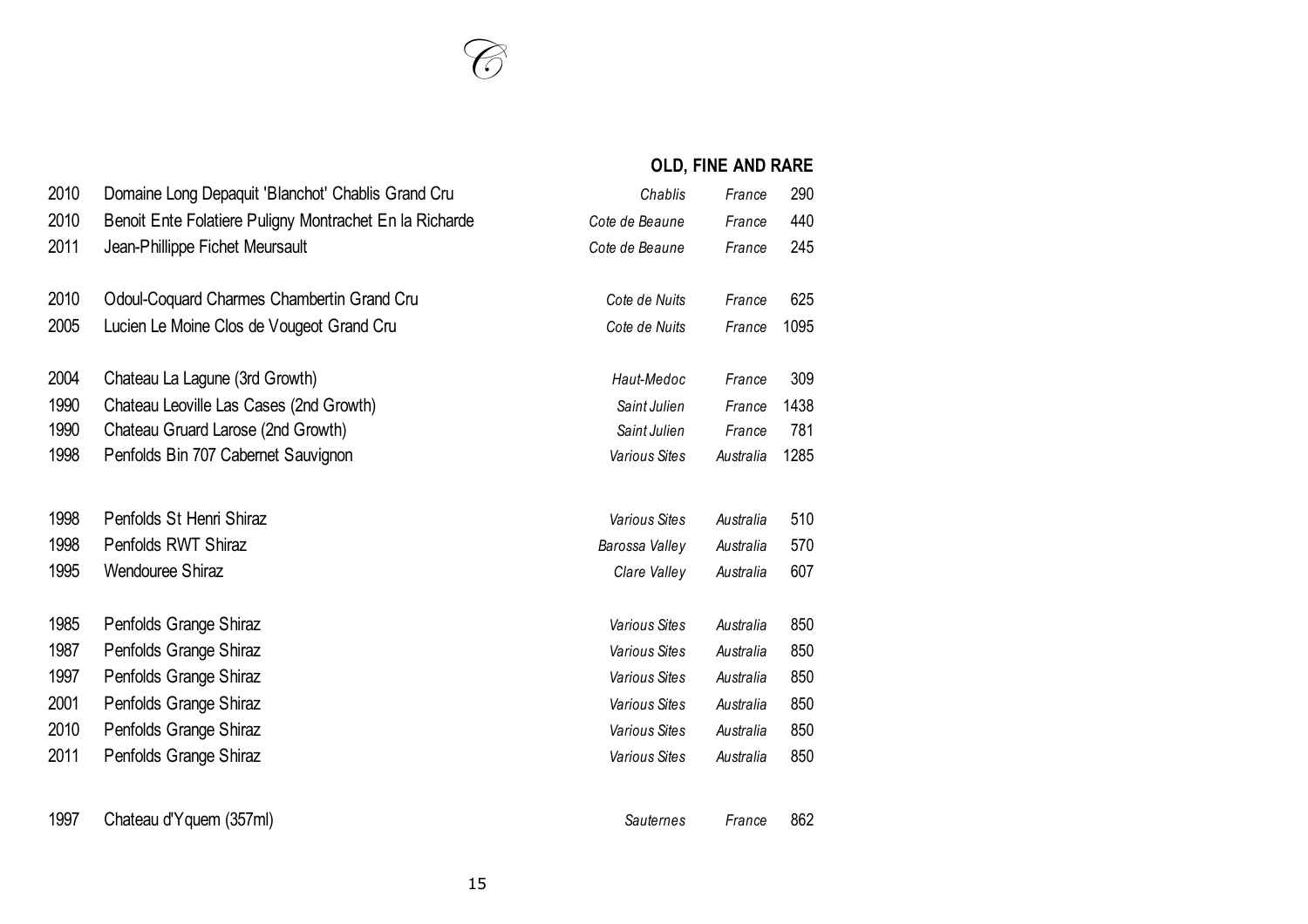## OLD, FINE AND RARE

| | | | | |
|---|---|---|---|---|
| 2010 | Domaine Long Depaquit 'Blanchot' Chablis Grand Cru | *Chablis* | *France* | 290 |
| 2010 | Benoit Ente Folatiere Puligny Montrachet En la Richarde | *Cote de Beaune* | *France* | 440 |
| 2011 | Jean-Phillippe Fichet Meursault | *Cote de Beaune* | *France* | 245 |
| 2010 | Odoul-Coquard Charmes Chambertin Grand Cru | *Cote de Nuits* | *France* | 625 |
| 2005 | Lucien Le Moine Clos de Vougeot Grand Cru | *Cote de Nuits* | *France* | 1095 |
| 2004 | Chateau La Lagune (3rd Growth) | *Haut-Medoc* | *France* | 309 |
| 1990 | Chateau Leoville Las Cases (2nd Growth) | *Saint Julien* | *France* | 1438 |
| 1990 | Chateau Gruard Larose (2nd Growth) | *Saint Julien* | *France* | 781 |
| 1998 | Penfolds Bin 707 Cabernet Sauvignon | *Various Sites* | *Australia* | 1285 |
| 1998 | Penfolds St Henri Shiraz | *Various Sites* | *Australia* | 510 |
| 1998 | Penfolds RWT Shiraz | *Barossa Valley* | *Australia* | 570 |
| 1995 | Wendouree Shiraz | *Clare Valley* | *Australia* | 607 |
| 1985 | Penfolds Grange Shiraz | *Various Sites* | *Australia* | 850 |
| 1987 | Penfolds Grange Shiraz | *Various Sites* | *Australia* | 850 |
| 1997 | Penfolds Grange Shiraz | *Various Sites* | *Australia* | 850 |
| 2001 | Penfolds Grange Shiraz | *Various Sites* | *Australia* | 850 |
| 2010 | Penfolds Grange Shiraz | *Various Sites* | *Australia* | 850 |
| 2011 | Penfolds Grange Shiraz | *Various Sites* | *Australia* | 850 |
| 1997 | Chateau d'Yquem (357ml) | *Sauternes* | *France* | 862 |